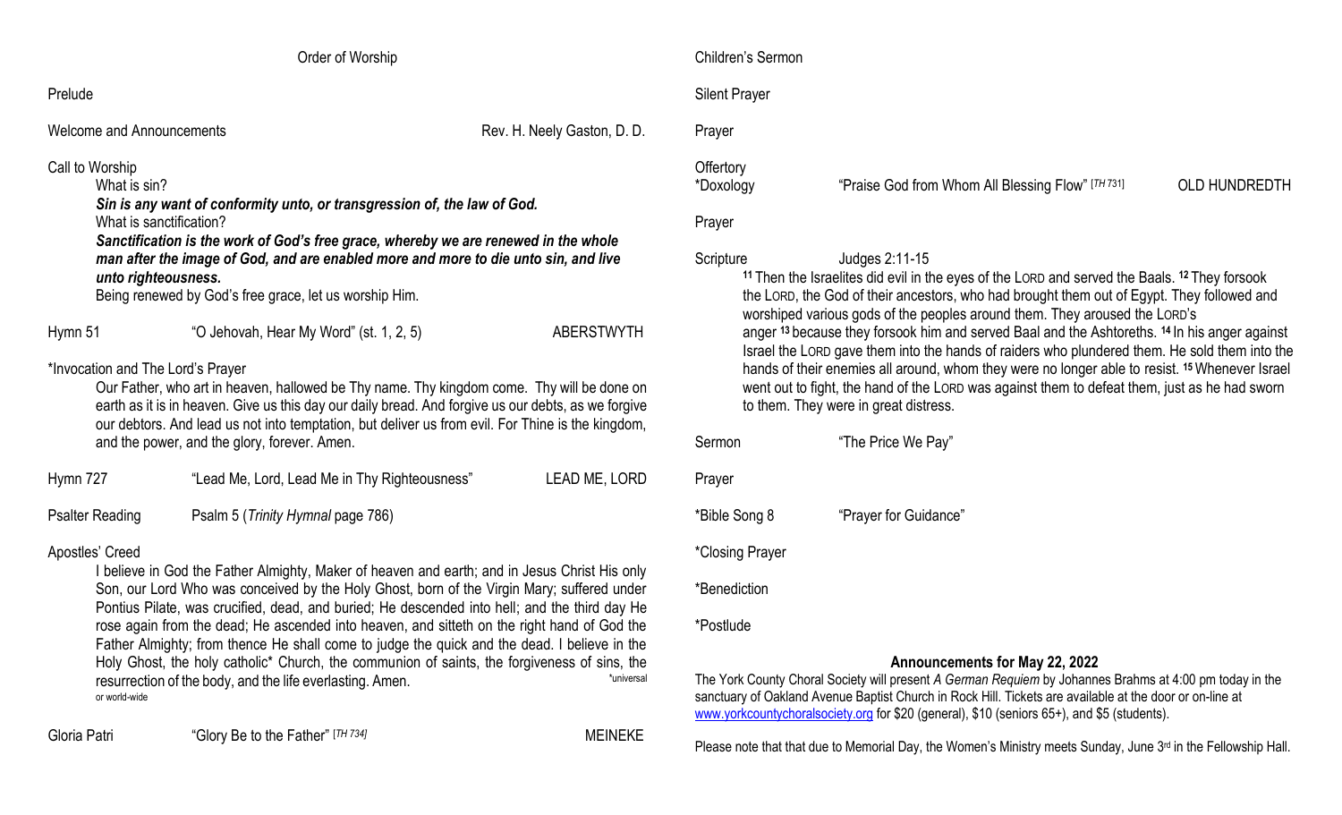## Order of Worship

Prelude

Welcome and Announcements — Rev. H. Neely Gaston, D. D.

Call to Worship

What is sin?

***Sin is any want of conformity unto, or transgression of, the law of God.***

What is sanctification?

***Sanctification is the work of God's free grace, whereby we are renewed in the whole man after the image of God, and are enabled more and more to die unto sin, and live unto righteousness.***

Being renewed by God's free grace, let us worship Him.

Hymn 51 — "O Jehovah, Hear My Word" (st. 1, 2, 5) — ABERSTWYTH

*Invocation and The Lord's Prayer

Our Father, who art in heaven, hallowed be Thy name. Thy kingdom come. Thy will be done on earth as it is in heaven. Give us this day our daily bread. And forgive us our debts, as we forgive our debtors. And lead us not into temptation, but deliver us from evil. For Thine is the kingdom, and the power, and the glory, forever. Amen.

Hymn 727 — "Lead Me, Lord, Lead Me in Thy Righteousness" — LEAD ME, LORD

Psalter Reading — Psalm 5 (*Trinity Hymnal* page 786)

Apostles' Creed

I believe in God the Father Almighty, Maker of heaven and earth; and in Jesus Christ His only Son, our Lord Who was conceived by the Holy Ghost, born of the Virgin Mary; suffered under Pontius Pilate, was crucified, dead, and buried; He descended into hell; and the third day He rose again from the dead; He ascended into heaven, and sitteth on the right hand of God the Father Almighty; from thence He shall come to judge the quick and the dead. I believe in the Holy Ghost, the holy catholic* Church, the communion of saints, the forgiveness of sins, the resurrection of the body, and the life everlasting. Amen.

*universal or world-wide

Gloria Patri — "Glory Be to the Father" [*TH 734*] — MEINEKE

Children's Sermon

Silent Prayer

Prayer

Offertory

*Doxology — "Praise God from Whom All Blessing Flow" [*TH 731*] — OLD HUNDREDTH

Prayer

Scripture — Judges 2:11-15

[11] Then the Israelites did evil in the eyes of the LORD and served the Baals. [12] They forsook the LORD, the God of their ancestors, who had brought them out of Egypt. They followed and worshiped various gods of the peoples around them. They aroused the LORD's anger [13] because they forsook him and served Baal and the Ashtoreths. [14] In his anger against Israel the LORD gave them into the hands of raiders who plundered them. He sold them into the hands of their enemies all around, whom they were no longer able to resist. [15] Whenever Israel went out to fight, the hand of the LORD was against them to defeat them, just as he had sworn to them. They were in great distress.

Sermon — "The Price We Pay"

Prayer

*Bible Song 8 — "Prayer for Guidance"

*Closing Prayer

*Benediction

*Postlude

### Announcements for May 22, 2022

The York County Choral Society will present *A German Requiem* by Johannes Brahms at 4:00 pm today in the sanctuary of Oakland Avenue Baptist Church in Rock Hill. Tickets are available at the door or on-line at www.yorkcountychoralsociety.org for $20 (general), $10 (seniors 65+), and $5 (students).

Please note that that due to Memorial Day, the Women's Ministry meets Sunday, June 3rd in the Fellowship Hall.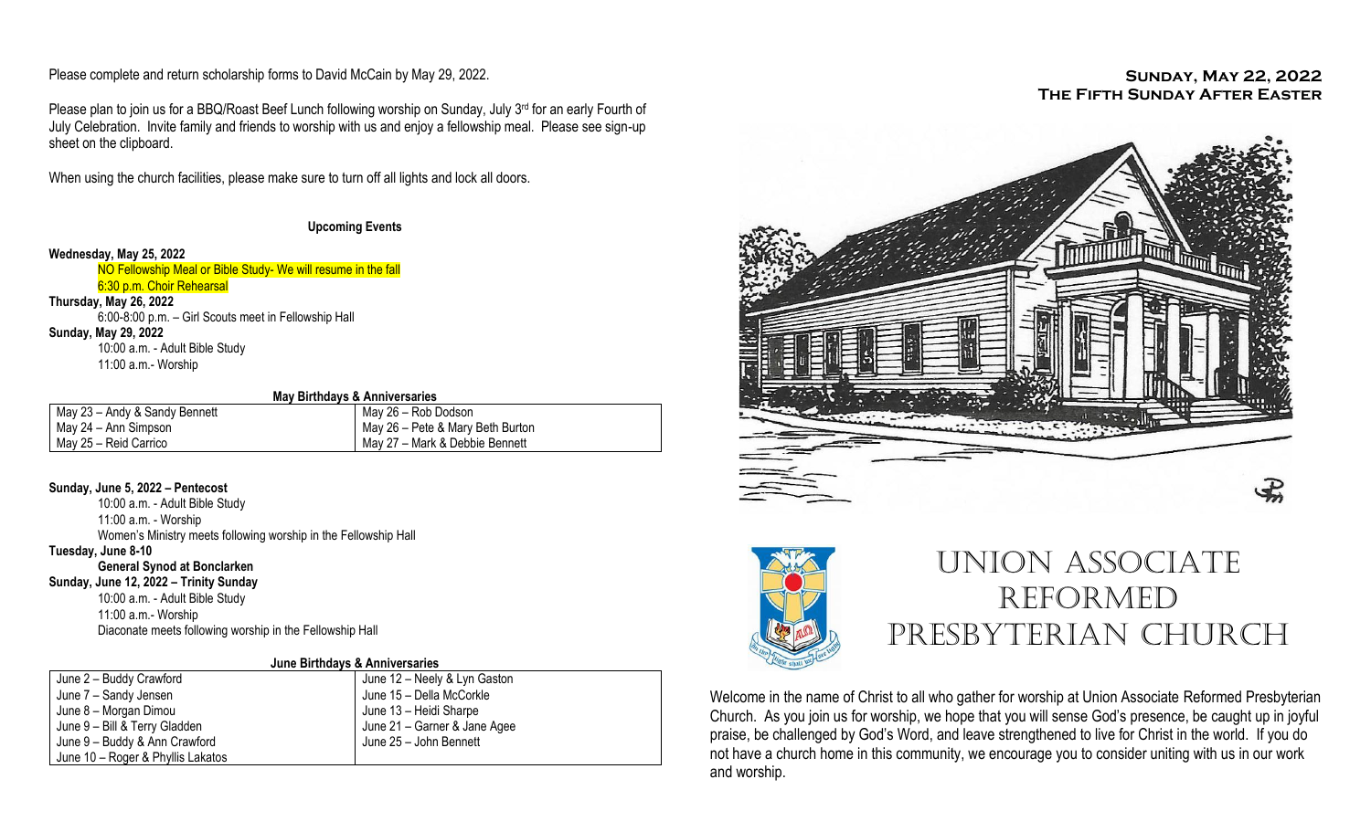Please complete and return scholarship forms to David McCain by May 29, 2022.

Please plan to join us for a BBQ/Roast Beef Lunch following worship on Sunday, July 3rd for an early Fourth of July Celebration. Invite family and friends to worship with us and enjoy a fellowship meal. Please see sign-up sheet on the clipboard.

When using the church facilities, please make sure to turn off all lights and lock all doors.

**Upcoming Events**

**Wednesday, May 25, 2022**

NO Fellowship Meal or Bible Study- We will resume in the fall

6:30 p.m. Choir Rehearsal

**Thursday, May 26, 2022**

6:00-8:00 p.m. – Girl Scouts meet in Fellowship Hall

**Sunday, May 29, 2022**

10:00 a.m. - Adult Bible Study

11:00 a.m.- Worship

**May Birthdays & Anniversaries**

| | |
|---|---|
| May 23 – Andy & Sandy Bennett | May 26 – Rob Dodson |
| May 24 – Ann Simpson | May 26 – Pete & Mary Beth Burton |
| May 25 – Reid Carrico | May 27 – Mark & Debbie Bennett |

**Sunday, June 5, 2022 – Pentecost**

10:00 a.m. - Adult Bible Study

11:00 a.m. - Worship

Women's Ministry meets following worship in the Fellowship Hall

**Tuesday, June 8-10**

**General Synod at Bonclarken**

**Sunday, June 12, 2022 – Trinity Sunday**

10:00 a.m. - Adult Bible Study

11:00 a.m.- Worship

Diaconate meets following worship in the Fellowship Hall

**June Birthdays & Anniversaries**

| | |
|---|---|
| June 2 – Buddy Crawford | June 12 – Neely & Lyn Gaston |
| June 7 – Sandy Jensen | June 15 – Della McCorkle |
| June 8 – Morgan Dimou | June 13 – Heidi Sharpe |
| June 9 – Bill & Terry Gladden | June 21 – Garner & Jane Agee |
| June 9 – Buddy & Ann Crawford | June 25 – John Bennett |
| June 10 – Roger & Phyllis Lakatos | |

**Sunday, May 22, 2022**
**The Fifth Sunday After Easter**

# Union Associate Reformed Presbyterian Church

Welcome in the name of Christ to all who gather for worship at Union Associate Reformed Presbyterian Church. As you join us for worship, we hope that you will sense God's presence, be caught up in joyful praise, be challenged by God's Word, and leave strengthened to live for Christ in the world. If you do not have a church home in this community, we encourage you to consider uniting with us in our work and worship.